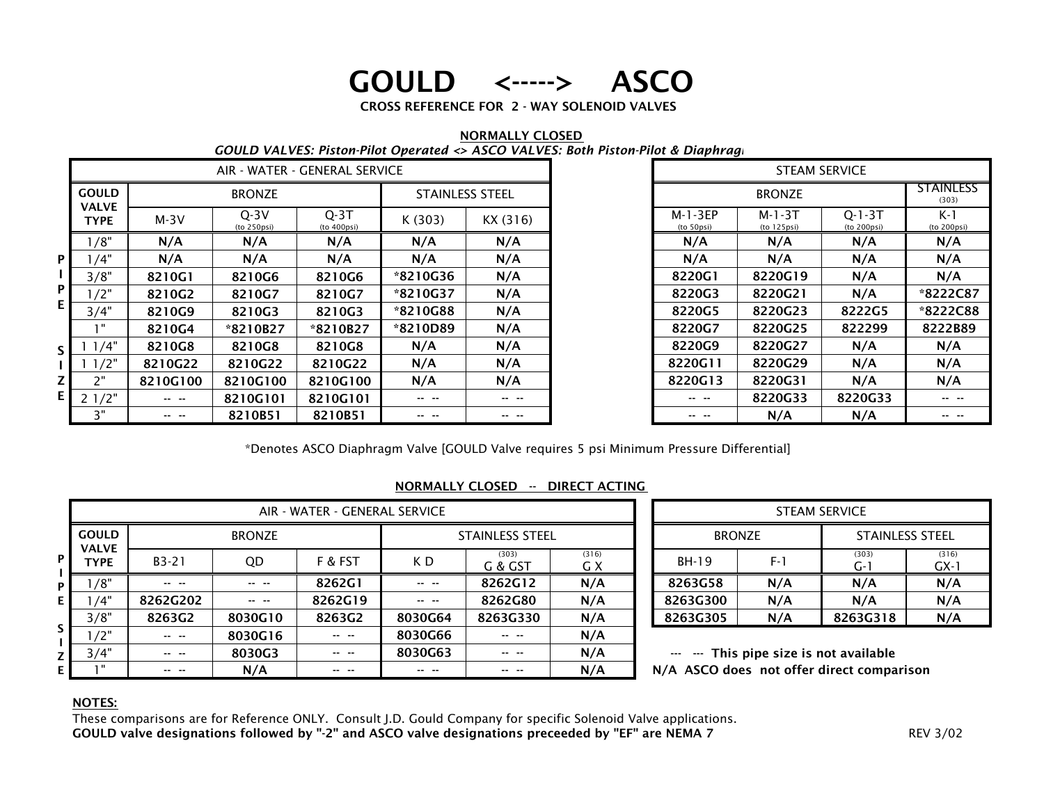# GOULD <-----> ASCO

**CROSS REFERENCE FOR 2 - WAY SOLENOID VALVES**

**NORMALLY CLOSED**

***GOULD VALVES: Piston-Pilot Operated <> ASCO VALVES: Both Piston-Pilot & Diaphragm***

| | AIR - WATER - GENERAL SERVICE | | | | | |
|---|---|---|---|---|---|---|
| **GOULD VALVE TYPE** | BRONZE | | | STAINLESS STEEL | | |
| | M-3V | Q-3V (to 250psi) | Q-3T (to 400psi) | K (303) | KX (316) | |
| PIPE SIZE | | | | | | |
| 1/8" | **N/A** | **N/A** | **N/A** | **N/A** | **N/A** | |
| 1/4" | **N/A** | **N/A** | **N/A** | **N/A** | **N/A** | |
| 3/8" | **8210G1** | **8210G6** | **8210G6** | ***8210G36** | **N/A** | |
| 1/2" | **8210G2** | **8210G7** | **8210G7** | ***8210G37** | **N/A** | |
| 3/4" | **8210G9** | **8210G3** | **8210G3** | ***8210G88** | **N/A** | |
| 1" | **8210G4** | ***8210B27** | ***8210B27** | ***8210D89** | **N/A** | |
| 1 1/4" | **8210G8** | **8210G8** | **8210G8** | **N/A** | **N/A** | |
| 1 1/2" | **8210G22** | **8210G22** | **8210G22** | **N/A** | **N/A** | |
| 2" | **8210G100** | **8210G100** | **8210G100** | **N/A** | **N/A** | |
| 2 1/2" | -- -- | **8210G101** | **8210G101** | -- -- | -- -- | |
| 3" | -- -- | **8210B51** | **8210B51** | -- -- | -- -- | |

| STEAM SERVICE | | | |
|---|---|---|---|
| BRONZE | | | STAINLESS (303) |
| M-1-3EP (to 50psi) | M-1-3T (to 125psi) | Q-1-3T (to 200psi) | K-1 (to 200psi) |
| **N/A** | **N/A** | **N/A** | **N/A** |
| **N/A** | **N/A** | **N/A** | **N/A** |
| **8220G1** | **8220G19** | **N/A** | **N/A** |
| **8220G3** | **8220G21** | **N/A** | ***8222C87** |
| **8220G5** | **8220G23** | **8222G5** | ***8222C88** |
| **8220G7** | **8220G25** | **822299** | **8222B89** |
| **8220G9** | **8220G27** | **N/A** | **N/A** |
| **8220G11** | **8220G29** | **N/A** | **N/A** |
| **8220G13** | **8220G31** | **N/A** | **N/A** |
| -- -- | **8220G33** | **8220G33** | -- -- |
| -- -- | **N/A** | **N/A** | -- -- |

*Denotes ASCO Diaphragm Valve [GOULD Valve requires 5 psi Minimum Pressure Differential]

**NORMALLY CLOSED -- DIRECT ACTING**

| | AIR - WATER - GENERAL SERVICE | | | | | |
|---|---|---|---|---|---|---|
| **GOULD VALVE TYPE** | BRONZE | | | STAINLESS STEEL | | |
| | B3-21 | QD | F & FST | K D | (303) G & GST | (316) G X |
| PIPE SIZE | | | | | | |
| 1/8" | -- -- | -- -- | **8262G1** | -- -- | **8262G12** | **N/A** |
| 1/4" | **8262G202** | -- -- | **8262G19** | -- -- | **8262G80** | **N/A** |
| 3/8" | **8263G2** | **8030G10** | **8263G2** | **8030G64** | **8263G330** | **N/A** |
| 1/2" | -- -- | **8030G16** | -- -- | **8030G66** | -- -- | **N/A** |
| 3/4" | -- -- | **8030G3** | -- -- | **8030G63** | -- -- | **N/A** |
| 1" | -- -- | **N/A** | -- -- | -- -- | -- -- | **N/A** |

| STEAM SERVICE | | | |
|---|---|---|---|
| BRONZE | | STAINLESS STEEL | |
| BH-19 | F-1 | (303) G-1 | (316) GX-1 |
| **8263G58** | **N/A** | **N/A** | **N/A** |
| **8263G300** | **N/A** | **N/A** | **N/A** |
| **8263G305** | **N/A** | **8263G318** | **N/A** |

**--- --- This pipe size is not available**

**N/A ASCO does not offer direct comparison**

**NOTES:**

These comparisons are for Reference ONLY. Consult J.D. Gould Company for specific Solenoid Valve applications.

**GOULD valve designations followed by "-2" and ASCO valve designations preceeded by "EF" are NEMA 7**

REV 3/02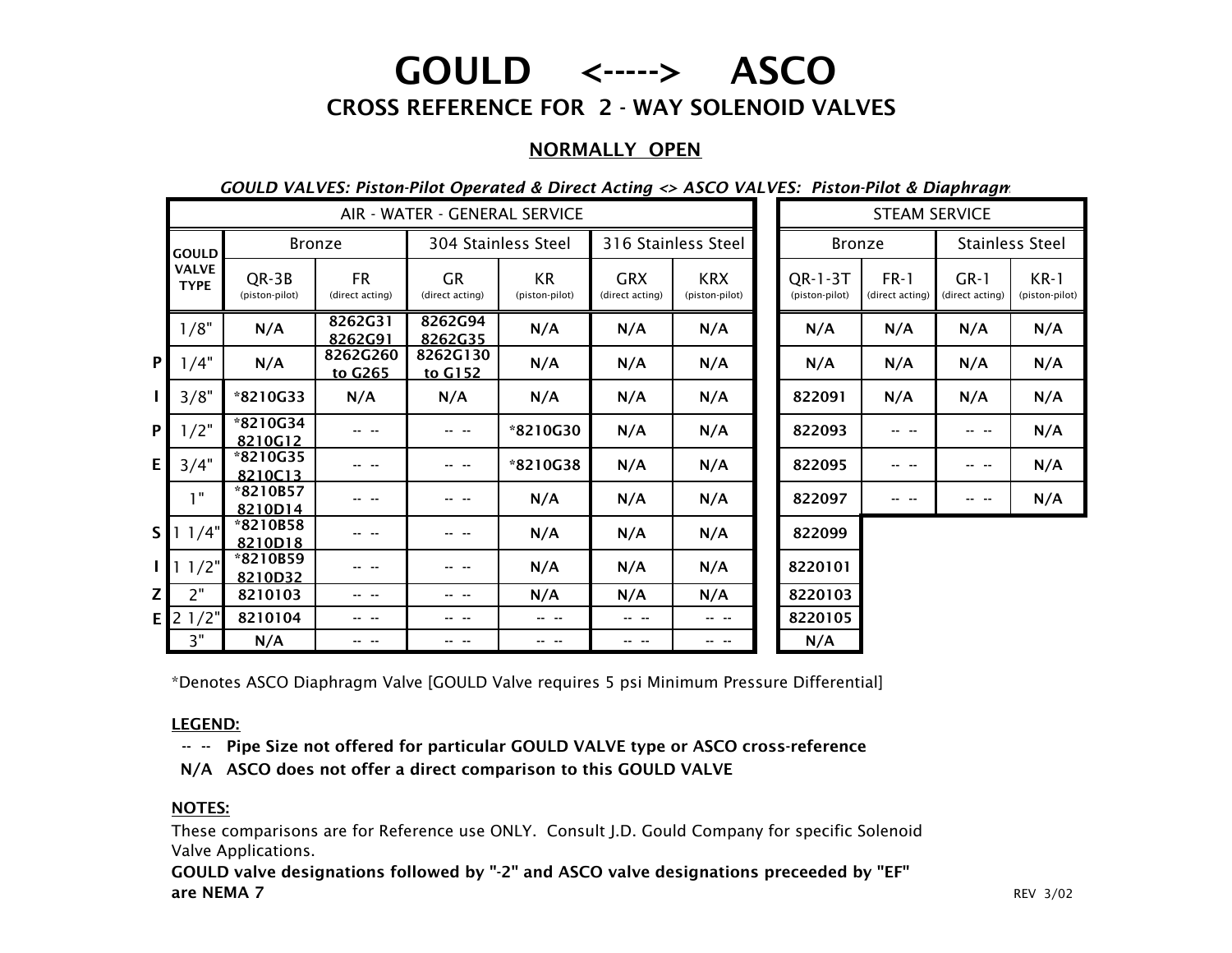# GOULD <-----> ASCO

## CROSS REFERENCE FOR 2 - WAY SOLENOID VALVES

### NORMALLY OPEN

***GOULD VALVES: Piston-Pilot Operated & Direct Acting <> ASCO VALVES: Piston-Pilot & Diaphragm***

| | AIR - WATER - GENERAL SERVICE | | | | | | | STEAM SERVICE | | | |
|---|---|---|---|---|---|---|---|---|---|---|---|
| **GOULD VALVE TYPE** | Bronze | | 304 Stainless Steel | | 316 Stainless Steel | | | Bronze | | Stainless Steel | |
| | QR-3B (piston-pilot) | FR (direct acting) | GR (direct acting) | KR (piston-pilot) | GRX (direct acting) | KRX (piston-pilot) | | QR-1-3T (piston-pilot) | FR-1 (direct acting) | GR-1 (direct acting) | KR-1 (piston-pilot) |
| **PIPE SIZE** 1/8" | N/A | 8262G31 8262G91 | 8262G94 8262G35 | N/A | N/A | N/A | | N/A | N/A | N/A | N/A |
| 1/4" | N/A | 8262G260 to G265 | 8262G130 to G152 | N/A | N/A | N/A | | N/A | N/A | N/A | N/A |
| 3/8" | *8210G33 | N/A | N/A | N/A | N/A | N/A | | 822091 | N/A | N/A | N/A |
| 1/2" | *8210G34 8210G12 | -- -- | -- -- | *8210G30 | N/A | N/A | | 822093 | -- -- | -- -- | N/A |
| 3/4" | *8210G35 8210C13 | -- -- | -- -- | *8210G38 | N/A | N/A | | 822095 | -- -- | -- -- | N/A |
| 1" | *8210B57 8210D14 | -- -- | -- -- | N/A | N/A | N/A | | 822097 | -- -- | -- -- | N/A |
| 1 1/4" | *8210B58 8210D18 | -- -- | -- -- | N/A | N/A | N/A | | 822099 | | | |
| 1 1/2" | *8210B59 8210D32 | -- -- | -- -- | N/A | N/A | N/A | | 8220101 | | | |
| 2" | 8210103 | -- -- | -- -- | N/A | N/A | N/A | | 8220103 | | | |
| 2 1/2" | 8210104 | -- -- | -- -- | -- -- | -- -- | -- -- | | 8220105 | | | |
| 3" | N/A | -- -- | -- -- | -- -- | -- -- | -- -- | | N/A | | | |

*Denotes ASCO Diaphragm Valve [GOULD Valve requires 5 psi Minimum Pressure Differential]

**LEGEND:**

-- -- **Pipe Size not offered for particular GOULD VALVE type or ASCO cross-reference**

N/A **ASCO does not offer a direct comparison to this GOULD VALVE**

**NOTES:**

These comparisons are for Reference use ONLY. Consult J.D. Gould Company for specific Solenoid Valve Applications.

**GOULD valve designations followed by "-2" and ASCO valve designations preceeded by "EF" are NEMA 7**

REV 3/02